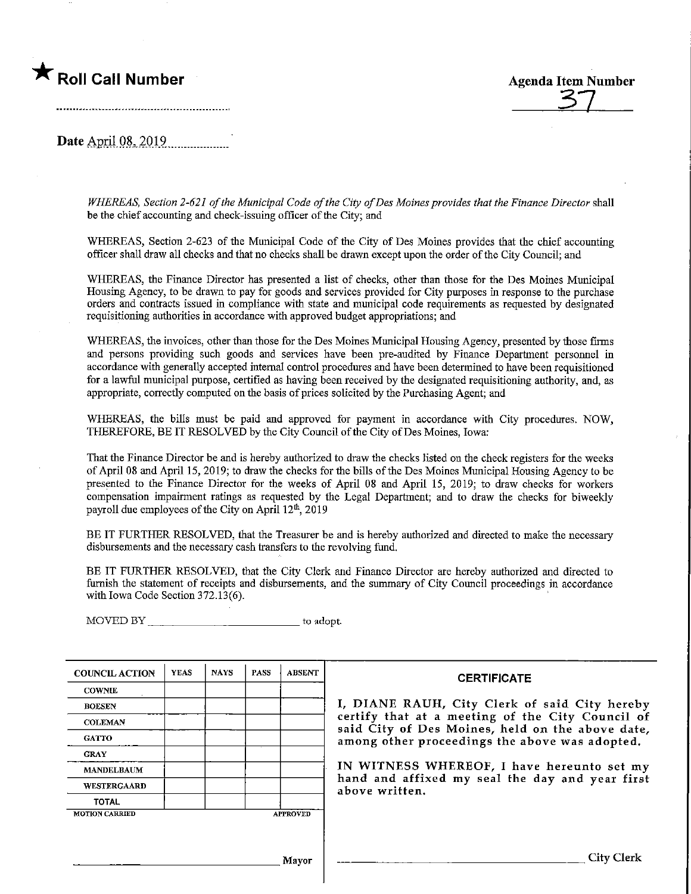★ **Roll Call Number**

**Agenda Item Number**
37

**Date** April 08, 2019

*WHEREAS, Section 2-621 of the Municipal Code of the City of Des Moines provides that the Finance Director* shall be the chief accounting and check-issuing officer of the City; and

WHEREAS, Section 2-623 of the Municipal Code of the City of Des Moines provides that the chief accounting officer shall draw all checks and that no checks shall be drawn except upon the order of the City Council; and

WHEREAS, the Finance Director has presented a list of checks, other than those for the Des Moines Municipal Housing Agency, to be drawn to pay for goods and services provided for City purposes in response to the purchase orders and contracts issued in compliance with state and municipal code requirements as requested by designated requisitioning authorities in accordance with approved budget appropriations; and

WHEREAS, the invoices, other than those for the Des Moines Municipal Housing Agency, presented by those firms and persons providing such goods and services have been pre-audited by Finance Department personnel in accordance with generally accepted internal control procedures and have been determined to have been requisitioned for a lawful municipal purpose, certified as having been received by the designated requisitioning authority, and, as appropriate, correctly computed on the basis of prices solicited by the Purchasing Agent; and

WHEREAS, the bills must be paid and approved for payment in accordance with City procedures. NOW, THEREFORE, BE IT RESOLVED by the City Council of the City of Des Moines, Iowa:

That the Finance Director be and is hereby authorized to draw the checks listed on the check registers for the weeks of April 08 and April 15, 2019; to draw the checks for the bills of the Des Moines Municipal Housing Agency to be presented to the Finance Director for the weeks of April 08 and April 15, 2019; to draw checks for workers compensation impairment ratings as requested by the Legal Department; and to draw the checks for biweekly payroll due employees of the City on April 12th, 2019

BE IT FURTHER RESOLVED, that the Treasurer be and is hereby authorized and directed to make the necessary disbursements and the necessary cash transfers to the revolving fund.

BE IT FURTHER RESOLVED, that the City Clerk and Finance Director are hereby authorized and directed to furnish the statement of receipts and disbursements, and the summary of City Council proceedings in accordance with Iowa Code Section 372.13(6).

MOVED BY ______________________ to adopt.

| COUNCIL ACTION | YEAS | NAYS | PASS | ABSENT |
|---|---|---|---|---|
| COWNIE | | | | |
| BOESEN | | | | |
| COLEMAN | | | | |
| GATTO | | | | |
| GRAY | | | | |
| MANDELBAUM | | | | |
| WESTERGAARD | | | | |
| TOTAL | | | | |
| MOTION CARRIED | | | | APPROVED |

______________________ Mayor

**CERTIFICATE**

I, DIANE RAUH, City Clerk of said City hereby certify that at a meeting of the City Council of said City of Des Moines, held on the above date, among other proceedings the above was adopted.

IN WITNESS WHEREOF, I have hereunto set my hand and affixed my seal the day and year first above written.

______________________ City Clerk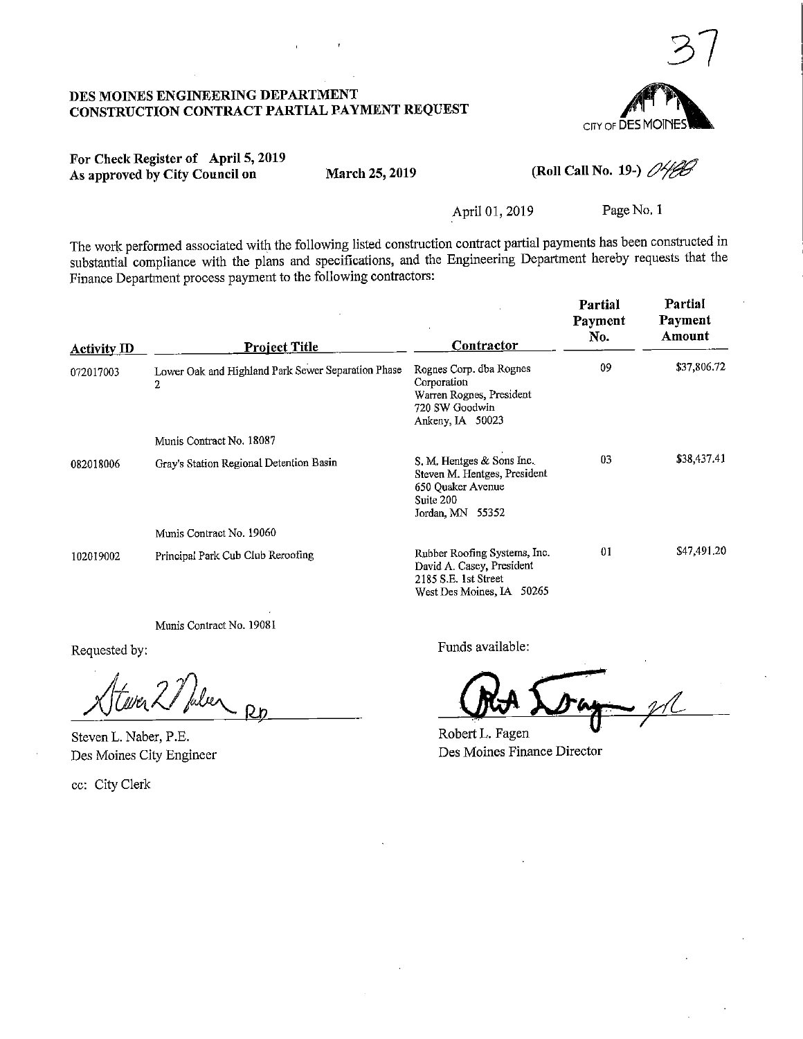37

**DES MOINES ENGINEERING DEPARTMENT**
**CONSTRUCTION CONTRACT PARTIAL PAYMENT REQUEST**

CITY OF DES MOINES

**For Check Register of April 5, 2019**
**As approved by City Council on March 25, 2019 (Roll Call No. 19-) 0488**

April 01, 2019

The work performed associated with the following listed construction contract partial payments has been constructed in substantial compliance with the plans and specifications, and the Engineering Department hereby requests that the Finance Department process payment to the following contractors:

| Activity ID | Project Title | Contractor | Partial Payment No. | Partial Payment Amount |
|---|---|---|---|---|
| 072017003 | Lower Oak and Highland Park Sewer Separation Phase 2<br>Munis Contract No. 18087 | Rognes Corp. dba Rognes Corporation<br>Warren Rognes, President<br>720 SW Goodwin<br>Ankeny, IA 50023 | 09 | $37,806.72 |
| 082018006 | Gray's Station Regional Detention Basin<br>Munis Contract No. 19060 | S. M. Hentges & Sons Inc.<br>Steven M. Hentges, President<br>650 Quaker Avenue<br>Suite 200<br>Jordan, MN 55352 | 03 | $38,437.41 |
| 102019002 | Principal Park Cub Club Reroofing<br>Munis Contract No. 19081 | Rubber Roofing Systems, Inc.<br>David A. Casey, President<br>2185 S.E. 1st Street<br>West Des Moines, IA 50265 | 01 | $47,491.20 |

Requested by:

Steven L. Naber, P.E.
Des Moines City Engineer

cc: City Clerk

Funds available:

Robert L. Fagen
Des Moines Finance Director